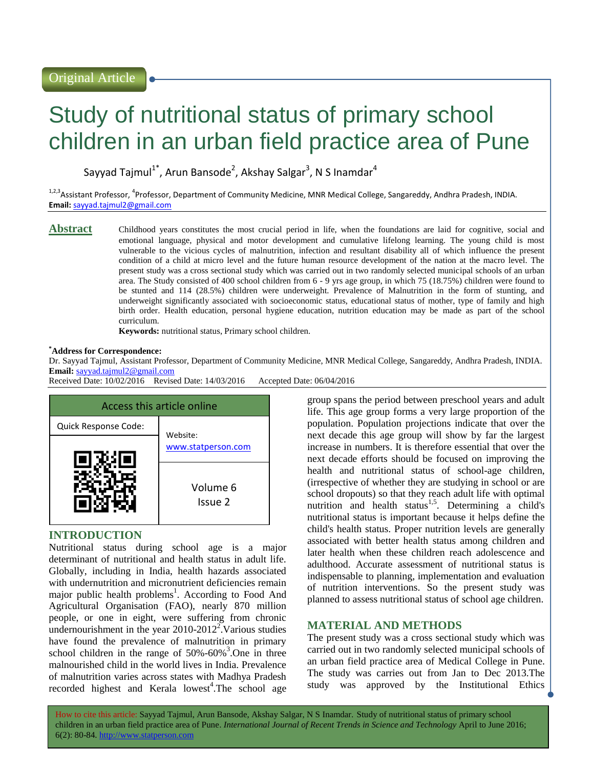Original Article

# Study of nutritional status of primary school children in an urban field practice area of Pune

Sayyad Tajmul[1*], Arun Bansode[2], Akshay Salgar[3], N S Inamdar[4]

[1,2,3]Assistant Professor, [4]Professor, Department of Community Medicine, MNR Medical College, Sangareddy, Andhra Pradesh, INDIA.
**Email:** sayyad.tajmul2@gmail.com

## Abstract

Childhood years constitutes the most crucial period in life, when the foundations are laid for cognitive, social and emotional language, physical and motor development and cumulative lifelong learning. The young child is most vulnerable to the vicious cycles of malnutrition, infection and resultant disability all of which influence the present condition of a child at micro level and the future human resource development of the nation at the macro level. The present study was a cross sectional study which was carried out in two randomly selected municipal schools of an urban area. The Study consisted of 400 school children from 6 - 9 yrs age group, in which 75 (18.75%) children were found to be stunted and 114 (28.5%) children were underweight. Prevalence of Malnutrition in the form of stunting, and underweight significantly associated with socioeconomic status, educational status of mother, type of family and high birth order. Health education, personal hygiene education, nutrition education may be made as part of the school curriculum.

**Keywords:** nutritional status, Primary school children.

**[*]Address for Correspondence:**
Dr. Sayyad Tajmul, Assistant Professor, Department of Community Medicine, MNR Medical College, Sangareddy, Andhra Pradesh, INDIA.
**Email:** sayyad.tajmul2@gmail.com
Received Date: 10/02/2016 Revised Date: 14/03/2016 Accepted Date: 06/04/2016

| Access this article online | |
|---|---|
| Quick Response Code: | Website: www.statperson.com |
| | Volume 6 Issue 2 |

## INTRODUCTION

Nutritional status during school age is a major determinant of nutritional and health status in adult life. Globally, including in India, health hazards associated with undernutrition and micronutrient deficiencies remain major public health problems[1]. According to Food And Agricultural Organisation (FAO), nearly 870 million people, or one in eight, were suffering from chronic undernourishment in the year 2010-2012[2].Various studies have found the prevalence of malnutrition in primary school children in the range of 50%-60%[3].One in three malnourished child in the world lives in India. Prevalence of malnutrition varies across states with Madhya Pradesh recorded highest and Kerala lowest[4].The school age group spans the period between preschool years and adult life. This age group forms a very large proportion of the population. Population projections indicate that over the next decade this age group will show by far the largest increase in numbers. It is therefore essential that over the next decade efforts should be focused on improving the health and nutritional status of school-age children, (irrespective of whether they are studying in school or are school dropouts) so that they reach adult life with optimal nutrition and health status[1,5]. Determining a child's nutritional status is important because it helps define the child's health status. Proper nutrition levels are generally associated with better health status among children and later health when these children reach adolescence and adulthood. Accurate assessment of nutritional status is indispensable to planning, implementation and evaluation of nutrition interventions. So the present study was planned to assess nutritional status of school age children.

## MATERIAL AND METHODS

The present study was a cross sectional study which was carried out in two randomly selected municipal schools of an urban field practice area of Medical College in Pune. The study was carries out from Jan to Dec 2013.The study was approved by the Institutional Ethics

How to cite this article: Sayyad Tajmul, Arun Bansode, Akshay Salgar, N S Inamdar. Study of nutritional status of primary school children in an urban field practice area of Pune. *International Journal of Recent Trends in Science and Technology* April to June 2016; 6(2): 80-84. http://www.statperson.com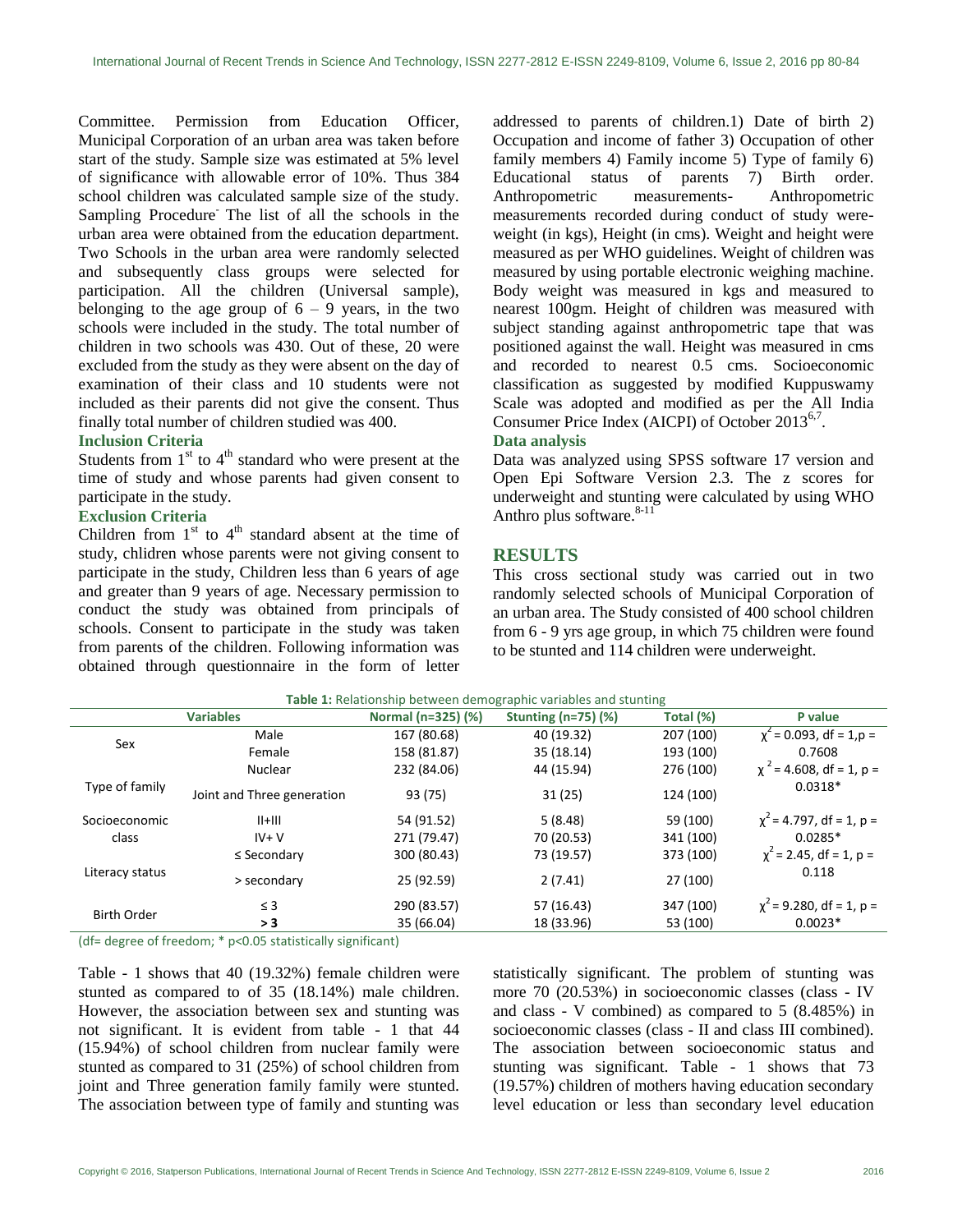Committee. Permission from Education Officer, Municipal Corporation of an urban area was taken before start of the study. Sample size was estimated at 5% level of significance with allowable error of 10%. Thus 384 school children was calculated sample size of the study. Sampling Procedure- The list of all the schools in the urban area were obtained from the education department. Two Schools in the urban area were randomly selected and subsequently class groups were selected for participation. All the children (Universal sample), belonging to the age group of 6 – 9 years, in the two schools were included in the study. The total number of children in two schools was 430. Out of these, 20 were excluded from the study as they were absent on the day of examination of their class and 10 students were not included as their parents did not give the consent. Thus finally total number of children studied was 400.

### Inclusion Criteria

Students from 1st to 4th standard who were present at the time of study and whose parents had given consent to participate in the study.

### Exclusion Criteria

Children from 1st to 4th standard absent at the time of study, chlidren whose parents were not giving consent to participate in the study, Children less than 6 years of age and greater than 9 years of age. Necessary permission to conduct the study was obtained from principals of schools. Consent to participate in the study was taken from parents of the children. Following information was obtained through questionnaire in the form of letter addressed to parents of children.1) Date of birth 2) Occupation and income of father 3) Occupation of other family members 4) Family income 5) Type of family 6) Educational status of parents 7) Birth order. Anthropometric measurements- Anthropometric measurements recorded during conduct of study were- weight (in kgs), Height (in cms). Weight and height were measured as per WHO guidelines. Weight of children was measured by using portable electronic weighing machine. Body weight was measured in kgs and measured to nearest 100gm. Height of children was measured with subject standing against anthropometric tape that was positioned against the wall. Height was measured in cms and recorded to nearest 0.5 cms. Socioeconomic classification as suggested by modified Kuppuswamy Scale was adopted and modified as per the All India Consumer Price Index (AICPI) of October 2013[6,7].

### Data analysis

Data was analyzed using SPSS software 17 version and Open Epi Software Version 2.3. The z scores for underweight and stunting were calculated by using WHO Anthro plus software.[8-11]

## RESULTS

This cross sectional study was carried out in two randomly selected schools of Municipal Corporation of an urban area. The Study consisted of 400 school children from 6 - 9 yrs age group, in which 75 children were found to be stunted and 114 children were underweight.

**Table 1:** Relationship between demographic variables and stunting

| Variables | | Normal (n=325) (%) | Stunting (n=75) (%) | Total (%) | P value |
|---|---|---|---|---|---|
| Sex | Male | 167 (80.68) | 40 (19.32) | 207 (100) | $\chi^2$ = 0.093, df = 1,p = 0.7608 |
| | Female | 158 (81.87) | 35 (18.14) | 193 (100) | |
| Type of family | Nuclear | 232 (84.06) | 44 (15.94) | 276 (100) | $\chi^2$ = 4.608, df = 1, p = 0.0318* |
| | Joint and Three generation | 93 (75) | 31 (25) | 124 (100) | |
| Socioeconomic class | II+III | 54 (91.52) | 5 (8.48) | 59 (100) | $\chi^2$ = 4.797, df = 1, p = 0.0285* |
| | IV+ V | 271 (79.47) | 70 (20.53) | 341 (100) | |
| Literacy status | ≤ Secondary | 300 (80.43) | 73 (19.57) | 373 (100) | $\chi^2$ = 2.45, df = 1, p = 0.118 |
| | > secondary | 25 (92.59) | 2 (7.41) | 27 (100) | |
| Birth Order | ≤ 3 | 290 (83.57) | 57 (16.43) | 347 (100) | $\chi^2$ = 9.280, df = 1, p = 0.0023* |
| | **> 3** | 35 (66.04) | 18 (33.96) | 53 (100) | |

(df= degree of freedom; * p<0.05 statistically significant)

Table - 1 shows that 40 (19.32%) female children were stunted as compared to of 35 (18.14%) male children. However, the association between sex and stunting was not significant. It is evident from table - 1 that 44 (15.94%) of school children from nuclear family were stunted as compared to 31 (25%) of school children from joint and Three generation family family were stunted. The association between type of family and stunting was statistically significant. The problem of stunting was more 70 (20.53%) in socioeconomic classes (class - IV and class - V combined) as compared to 5 (8.485%) in socioeconomic classes (class - II and class III combined). The association between socioeconomic status and stunting was significant. Table - 1 shows that 73 (19.57%) children of mothers having education secondary level education or less than secondary level education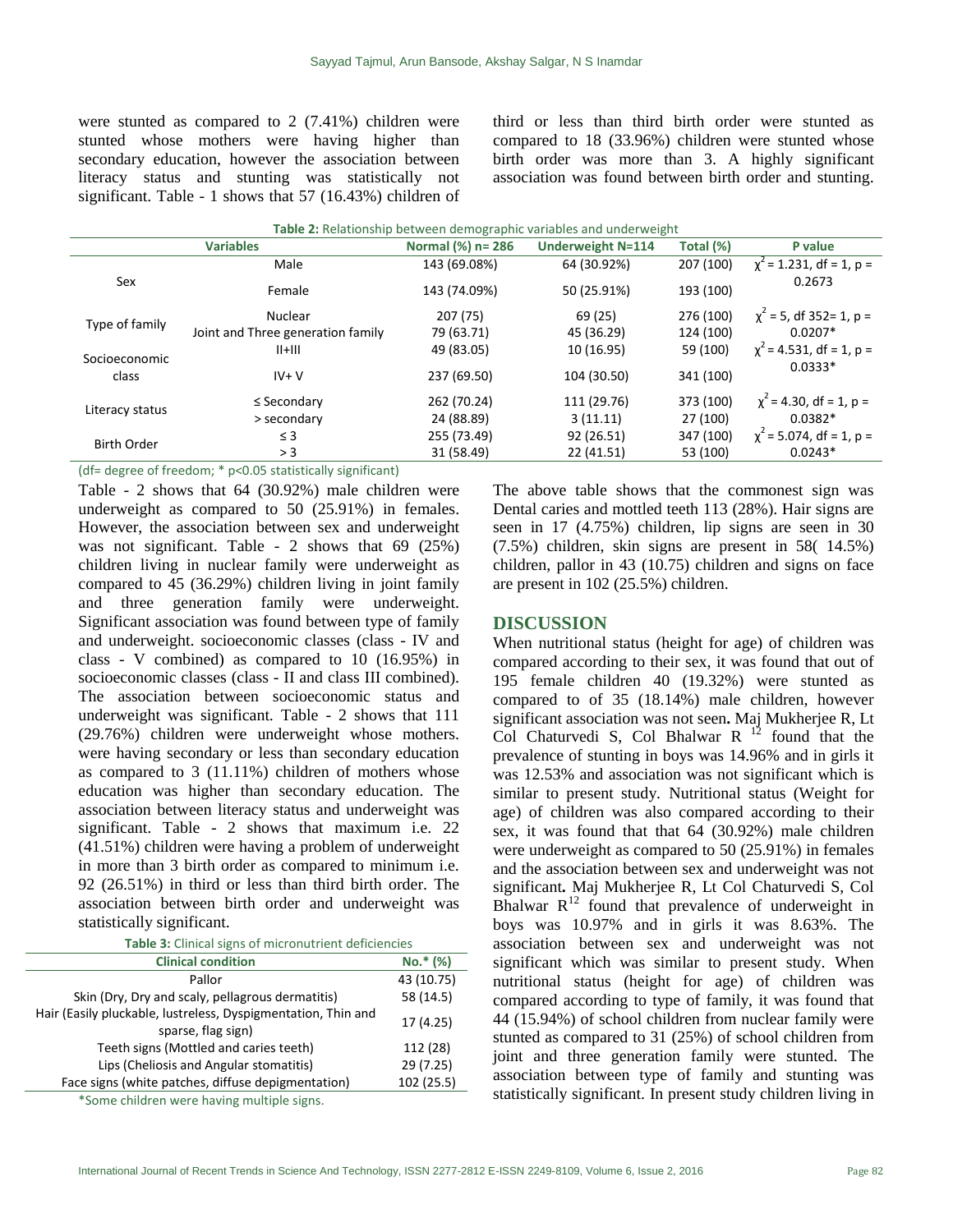were stunted as compared to 2 (7.41%) children were stunted whose mothers were having higher than secondary education, however the association between literacy status and stunting was statistically not significant. Table - 1 shows that 57 (16.43%) children of third or less than third birth order were stunted as compared to 18 (33.96%) children were stunted whose birth order was more than 3. A highly significant association was found between birth order and stunting.

**Table 2:** Relationship between demographic variables and underweight

| Variables | | Normal (%) n= 286 | Underweight N=114 | Total (%) | P value |
|---|---|---|---|---|---|
| Sex | Male | 143 (69.08%) | 64 (30.92%) | 207 (100) | $\chi^2$ = 1.231, df = 1, p = 0.2673 |
| | Female | 143 (74.09%) | 50 (25.91%) | 193 (100) | |
| Type of family | Nuclear | 207 (75) | 69 (25) | 276 (100) | $\chi^2$ = 5, df 352= 1, p = 0.0207* |
| | Joint and Three generation family | 79 (63.71) | 45 (36.29) | 124 (100) | |
| Socioeconomic class | II+III | 49 (83.05) | 10 (16.95) | 59 (100) | $\chi^2$ = 4.531, df = 1, p = 0.0333* |
| | IV+ V | 237 (69.50) | 104 (30.50) | 341 (100) | |
| Literacy status | ≤ Secondary | 262 (70.24) | 111 (29.76) | 373 (100) | $\chi^2$ = 4.30, df = 1, p = 0.0382* |
| | > secondary | 24 (88.89) | 3 (11.11) | 27 (100) | |
| Birth Order | ≤ 3 | 255 (73.49) | 92 (26.51) | 347 (100) | $\chi^2$ = 5.074, df = 1, p = 0.0243* |
| | > 3 | 31 (58.49) | 22 (41.51) | 53 (100) | |

(df= degree of freedom; * p<0.05 statistically significant)

Table - 2 shows that 64 (30.92%) male children were underweight as compared to 50 (25.91%) in females. However, the association between sex and underweight was not significant. Table - 2 shows that 69 (25%) children living in nuclear family were underweight as compared to 45 (36.29%) children living in joint family and three generation family were underweight. Significant association was found between type of family and underweight. socioeconomic classes (class - IV and class - V combined) as compared to 10 (16.95%) in socioeconomic classes (class - II and class III combined). The association between socioeconomic status and underweight was significant. Table - 2 shows that 111 (29.76%) children were underweight whose mothers. were having secondary or less than secondary education as compared to 3 (11.11%) children of mothers whose education was higher than secondary education. The association between literacy status and underweight was significant. Table - 2 shows that maximum i.e. 22 (41.51%) children were having a problem of underweight in more than 3 birth order as compared to minimum i.e. 92 (26.51%) in third or less than third birth order. The association between birth order and underweight was statistically significant.

**Table 3:** Clinical signs of micronutrient deficiencies

| Clinical condition | No.* (%) |
|---|---|
| Pallor | 43 (10.75) |
| Skin (Dry, Dry and scaly, pellagrous dermatitis) | 58 (14.5) |
| Hair (Easily pluckable, lustreless, Dyspigmentation, Thin and sparse, flag sign) | 17 (4.25) |
| Teeth signs (Mottled and caries teeth) | 112 (28) |
| Lips (Cheliosis and Angular stomatitis) | 29 (7.25) |
| Face signs (white patches, diffuse depigmentation) | 102 (25.5) |

*Some children were having multiple signs.

The above table shows that the commonest sign was Dental caries and mottled teeth 113 (28%). Hair signs are seen in 17 (4.75%) children, lip signs are seen in 30 (7.5%) children, skin signs are present in 58( 14.5%) children, pallor in 43 (10.75) children and signs on face are present in 102 (25.5%) children.

## DISCUSSION

When nutritional status (height for age) of children was compared according to their sex, it was found that out of 195 female children 40 (19.32%) were stunted as compared to of 35 (18.14%) male children, however significant association was not seen**.** Maj Mukherjee R, Lt Col Chaturvedi S, Col Bhalwar R [12] found that the prevalence of stunting in boys was 14.96% and in girls it was 12.53% and association was not significant which is similar to present study. Nutritional status (Weight for age) of children was also compared according to their sex, it was found that that 64 (30.92%) male children were underweight as compared to 50 (25.91%) in females and the association between sex and underweight was not significant**.** Maj Mukherjee R, Lt Col Chaturvedi S, Col Bhalwar R[12] found that prevalence of underweight in boys was 10.97% and in girls it was 8.63%. The association between sex and underweight was not significant which was similar to present study. When nutritional status (height for age) of children was compared according to type of family, it was found that 44 (15.94%) of school children from nuclear family were stunted as compared to 31 (25%) of school children from joint and three generation family were stunted. The association between type of family and stunting was statistically significant. In present study children living in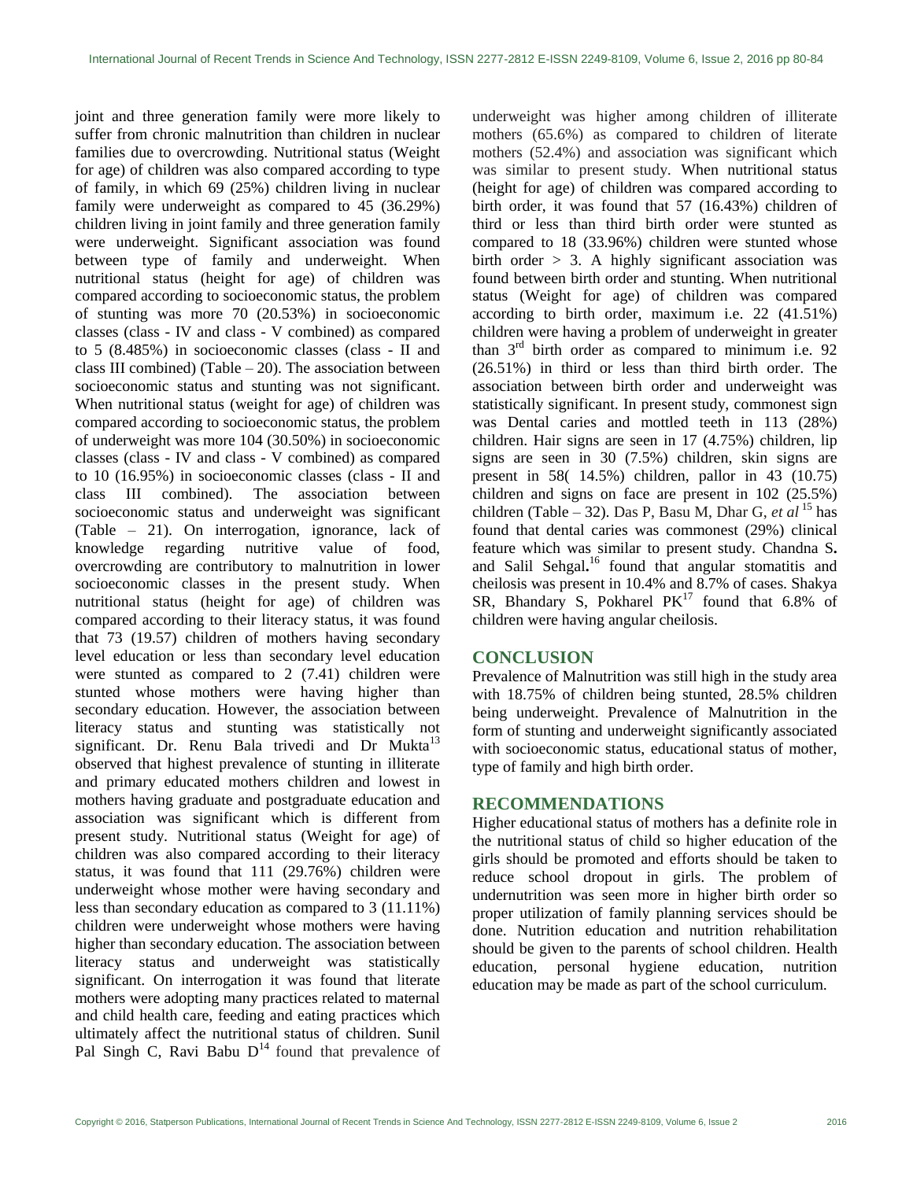joint and three generation family were more likely to suffer from chronic malnutrition than children in nuclear families due to overcrowding. Nutritional status (Weight for age) of children was also compared according to type of family, in which 69 (25%) children living in nuclear family were underweight as compared to 45 (36.29%) children living in joint family and three generation family were underweight. Significant association was found between type of family and underweight. When nutritional status (height for age) of children was compared according to socioeconomic status, the problem of stunting was more 70 (20.53%) in socioeconomic classes (class - IV and class - V combined) as compared to 5 (8.485%) in socioeconomic classes (class - II and class III combined) (Table – 20). The association between socioeconomic status and stunting was not significant. When nutritional status (weight for age) of children was compared according to socioeconomic status, the problem of underweight was more 104 (30.50%) in socioeconomic classes (class - IV and class - V combined) as compared to 10 (16.95%) in socioeconomic classes (class - II and class III combined). The association between socioeconomic status and underweight was significant (Table – 21). On interrogation, ignorance, lack of knowledge regarding nutritive value of food, overcrowding are contributory to malnutrition in lower socioeconomic classes in the present study. When nutritional status (height for age) of children was compared according to their literacy status, it was found that 73 (19.57) children of mothers having secondary level education or less than secondary level education were stunted as compared to 2 (7.41) children were stunted whose mothers were having higher than secondary education. However, the association between literacy status and stunting was statistically not significant. Dr. Renu Bala trivedi and Dr Mukta[13] observed that highest prevalence of stunting in illiterate and primary educated mothers children and lowest in mothers having graduate and postgraduate education and association was significant which is different from present study. Nutritional status (Weight for age) of children was also compared according to their literacy status, it was found that 111 (29.76%) children were underweight whose mother were having secondary and less than secondary education as compared to 3 (11.11%) children were underweight whose mothers were having higher than secondary education. The association between literacy status and underweight was statistically significant. On interrogation it was found that literate mothers were adopting many practices related to maternal and child health care, feeding and eating practices which ultimately affect the nutritional status of children. Sunil Pal Singh C, Ravi Babu D[14] found that prevalence of underweight was higher among children of illiterate mothers (65.6%) as compared to children of literate mothers (52.4%) and association was significant which was similar to present study. When nutritional status (height for age) of children was compared according to birth order, it was found that 57 (16.43%) children of third or less than third birth order were stunted as compared to 18 (33.96%) children were stunted whose birth order > 3. A highly significant association was found between birth order and stunting. When nutritional status (Weight for age) of children was compared according to birth order, maximum i.e. 22 (41.51%) children were having a problem of underweight in greater than 3rd birth order as compared to minimum i.e. 92 (26.51%) in third or less than third birth order. The association between birth order and underweight was statistically significant. In present study, commonest sign was Dental caries and mottled teeth in 113 (28%) children. Hair signs are seen in 17 (4.75%) children, lip signs are seen in 30 (7.5%) children, skin signs are present in 58( 14.5%) children, pallor in 43 (10.75) children and signs on face are present in 102 (25.5%) children (Table – 32). Das P, Basu M, Dhar G, *et al*[15] has found that dental caries was commonest (29%) clinical feature which was similar to present study. Chandna S**.** and Salil Sehgal**.**[16] found that angular stomatitis and cheilosis was present in 10.4% and 8.7% of cases. Shakya SR, Bhandary S, Pokharel PK[17] found that 6.8% of children were having angular cheilosis.

## CONCLUSION

Prevalence of Malnutrition was still high in the study area with 18.75% of children being stunted, 28.5% children being underweight. Prevalence of Malnutrition in the form of stunting and underweight significantly associated with socioeconomic status, educational status of mother, type of family and high birth order.

## RECOMMENDATIONS

Higher educational status of mothers has a definite role in the nutritional status of child so higher education of the girls should be promoted and efforts should be taken to reduce school dropout in girls. The problem of undernutrition was seen more in higher birth order so proper utilization of family planning services should be done. Nutrition education and nutrition rehabilitation should be given to the parents of school children. Health education, personal hygiene education, nutrition education may be made as part of the school curriculum.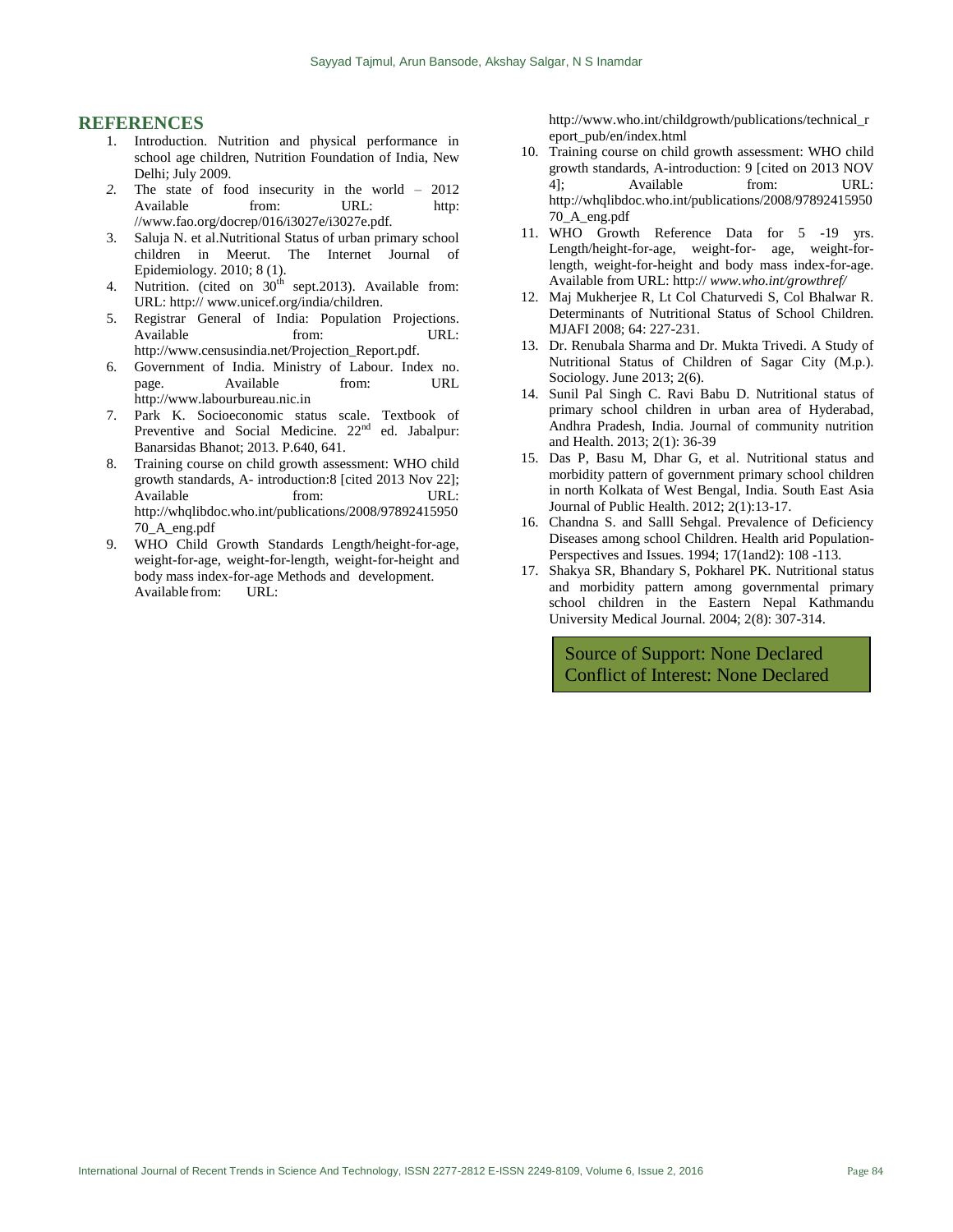## REFERENCES

1. Introduction. Nutrition and physical performance in school age children, Nutrition Foundation of India, New Delhi; July 2009.
2. The state of food insecurity in the world – 2012 Available from: URL: http: //www.fao.org/docrep/016/i3027e/i3027e.pdf.
3. Saluja N. et al.Nutritional Status of urban primary school children in Meerut. The Internet Journal of Epidemiology. 2010; 8 (1).
4. Nutrition. (cited on 30th sept.2013). Available from: URL: http:// www.unicef.org/india/children.
5. Registrar General of India: Population Projections. Available from: URL: http://www.censusindia.net/Projection_Report.pdf.
6. Government of India. Ministry of Labour. Index no. page. Available from: URL http://www.labourbureau.nic.in
7. Park K. Socioeconomic status scale. Textbook of Preventive and Social Medicine. 22nd ed. Jabalpur: Banarsidas Bhanot; 2013. P.640, 641.
8. Training course on child growth assessment: WHO child growth standards, A- introduction:8 [cited 2013 Nov 22]; Available from: URL: http://whqlibdoc.who.int/publications/2008/9789241595070_A_eng.pdf
9. WHO Child Growth Standards Length/height-for-age, weight-for-age, weight-for-length, weight-for-height and body mass index-for-age Methods and development. Available from: URL: http://www.who.int/childgrowth/publications/technical_report_pub/en/index.html
10. Training course on child growth assessment: WHO child growth standards, A-introduction: 9 [cited on 2013 NOV 4]; Available from: URL: http://whqlibdoc.who.int/publications/2008/9789241595070_A_eng.pdf
11. WHO Growth Reference Data for 5 -19 yrs. Length/height-for-age, weight-for- age, weight-for-length, weight-for-height and body mass index-for-age. Available from URL: http:// *www.who.int/growthref/*
12. Maj Mukherjee R, Lt Col Chaturvedi S, Col Bhalwar R. Determinants of Nutritional Status of School Children. MJAFI 2008; 64: 227-231.
13. Dr. Renubala Sharma and Dr. Mukta Trivedi. A Study of Nutritional Status of Children of Sagar City (M.p.). Sociology. June 2013; 2(6).
14. Sunil Pal Singh C. Ravi Babu D. Nutritional status of primary school children in urban area of Hyderabad, Andhra Pradesh, India. Journal of community nutrition and Health. 2013; 2(1): 36-39
15. Das P, Basu M, Dhar G, et al. Nutritional status and morbidity pattern of government primary school children in north Kolkata of West Bengal, India. South East Asia Journal of Public Health. 2012; 2(1):13-17.
16. Chandna S. and Salll Sehgal. Prevalence of Deficiency Diseases among school Children. Health arid Population-Perspectives and Issues. 1994; 17(1and2): 108 -113.
17. Shakya SR, Bhandary S, Pokharel PK. Nutritional status and morbidity pattern among governmental primary school children in the Eastern Nepal Kathmandu University Medical Journal. 2004; 2(8): 307-314.

Source of Support: None Declared
Conflict of Interest: None Declared